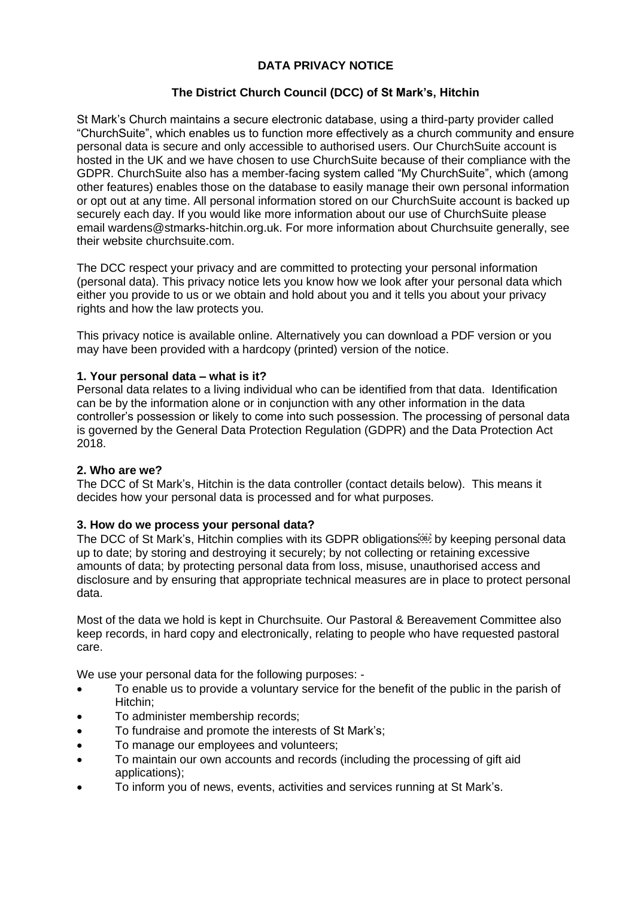# DATA PRIVACY NOTICE

## The District Church Council (DCC) of St Mark's, Hitchin

St Mark's Church maintains a secure electronic database, using a third-party provider called "ChurchSuite", which enables us to function more effectively as a church community and ensure personal data is secure and only accessible to authorised users. Our ChurchSuite account is hosted in the UK and we have chosen to use ChurchSuite because of their compliance with the GDPR. ChurchSuite also has a member-facing system called "My ChurchSuite", which (among other features) enables those on the database to easily manage their own personal information or opt out at any time. All personal information stored on our ChurchSuite account is backed up securely each day. If you would like more information about our use of ChurchSuite please email wardens@stmarks-hitchin.org.uk. For more information about Churchsuite generally, see their website churchsuite.com.

The DCC respect your privacy and are committed to protecting your personal information (personal data). This privacy notice lets you know how we look after your personal data which either you provide to us or we obtain and hold about you and it tells you about your privacy rights and how the law protects you.

This privacy notice is available online. Alternatively you can download a PDF version or you may have been provided with a hardcopy (printed) version of the notice.

### 1. Your personal data – what is it?

Personal data relates to a living individual who can be identified from that data. Identification can be by the information alone or in conjunction with any other information in the data controller's possession or likely to come into such possession. The processing of personal data is governed by the General Data Protection Regulation (GDPR) and the Data Protection Act 2018.

### 2. Who are we?

The DCC of St Mark's, Hitchin is the data controller (contact details below). This means it decides how your personal data is processed and for what purposes.

### 3. How do we process your personal data?

The DCC of St Mark's, Hitchin complies with its GDPR obligations by keeping personal data up to date; by storing and destroying it securely; by not collecting or retaining excessive amounts of data; by protecting personal data from loss, misuse, unauthorised access and disclosure and by ensuring that appropriate technical measures are in place to protect personal data.

Most of the data we hold is kept in Churchsuite. Our Pastoral & Bereavement Committee also keep records, in hard copy and electronically, relating to people who have requested pastoral care.

We use your personal data for the following purposes: -

- To enable us to provide a voluntary service for the benefit of the public in the parish of Hitchin;
- To administer membership records;
- To fundraise and promote the interests of St Mark's;
- To manage our employees and volunteers;
- To maintain our own accounts and records (including the processing of gift aid applications);
- To inform you of news, events, activities and services running at St Mark's.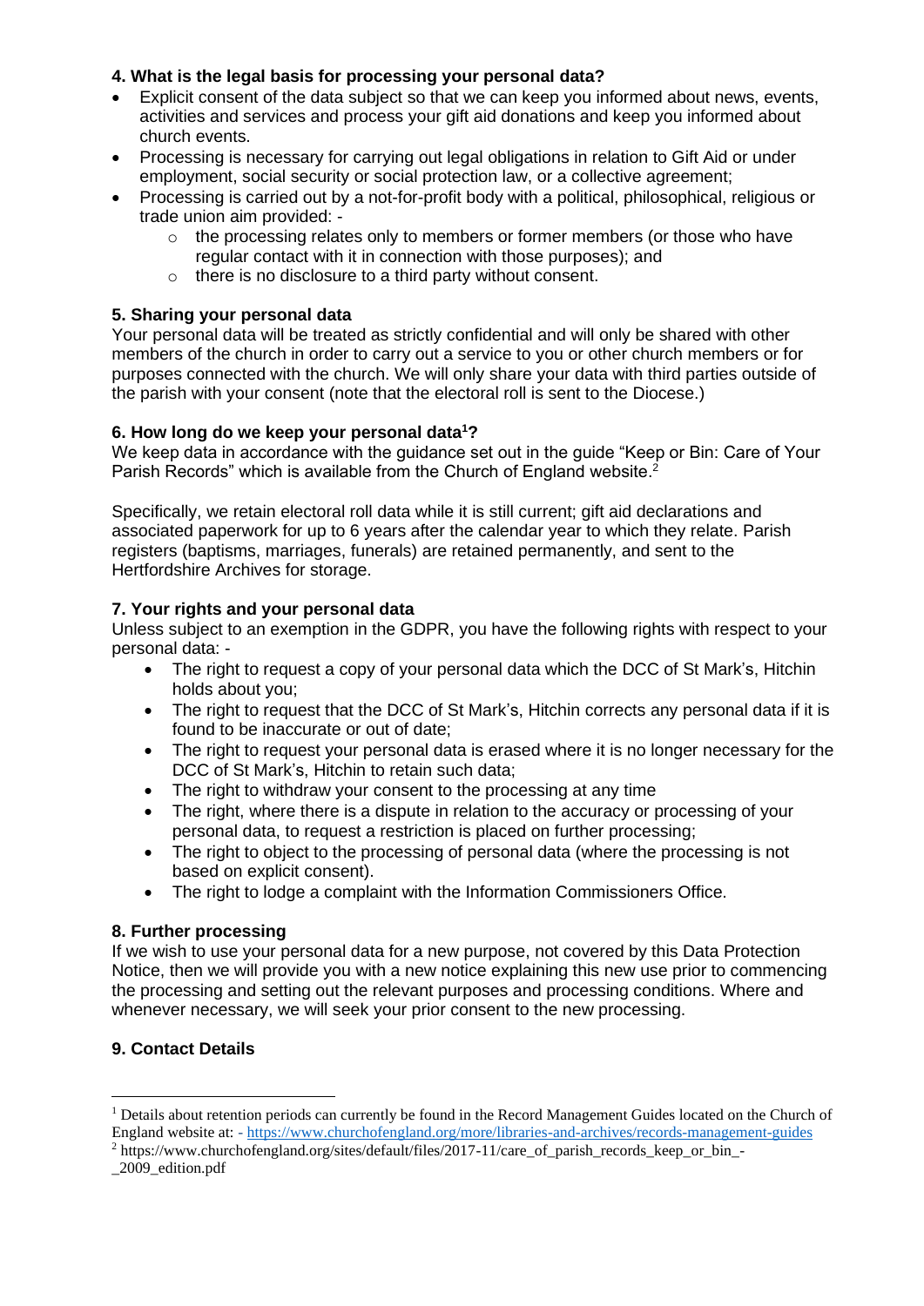### 4. What is the legal basis for processing your personal data?

- Explicit consent of the data subject so that we can keep you informed about news, events, activities and services and process your gift aid donations and keep you informed about church events.
- Processing is necessary for carrying out legal obligations in relation to Gift Aid or under employment, social security or social protection law, or a collective agreement;
- Processing is carried out by a not-for-profit body with a political, philosophical, religious or trade union aim provided: -
  - the processing relates only to members or former members (or those who have regular contact with it in connection with those purposes); and
  - there is no disclosure to a third party without consent.

### 5. Sharing your personal data

Your personal data will be treated as strictly confidential and will only be shared with other members of the church in order to carry out a service to you or other church members or for purposes connected with the church. We will only share your data with third parties outside of the parish with your consent (note that the electoral roll is sent to the Diocese.)

### 6. How long do we keep your personal data[1]?

We keep data in accordance with the guidance set out in the guide "Keep or Bin: Care of Your Parish Records" which is available from the Church of England website.[2]

Specifically, we retain electoral roll data while it is still current; gift aid declarations and associated paperwork for up to 6 years after the calendar year to which they relate. Parish registers (baptisms, marriages, funerals) are retained permanently, and sent to the Hertfordshire Archives for storage.

### 7. Your rights and your personal data

Unless subject to an exemption in the GDPR, you have the following rights with respect to your personal data: -

- The right to request a copy of your personal data which the DCC of St Mark's, Hitchin holds about you;
- The right to request that the DCC of St Mark's, Hitchin corrects any personal data if it is found to be inaccurate or out of date;
- The right to request your personal data is erased where it is no longer necessary for the DCC of St Mark's, Hitchin to retain such data;
- The right to withdraw your consent to the processing at any time
- The right, where there is a dispute in relation to the accuracy or processing of your personal data, to request a restriction is placed on further processing;
- The right to object to the processing of personal data (where the processing is not based on explicit consent).
- The right to lodge a complaint with the Information Commissioners Office.

### 8. Further processing

If we wish to use your personal data for a new purpose, not covered by this Data Protection Notice, then we will provide you with a new notice explaining this new use prior to commencing the processing and setting out the relevant purposes and processing conditions. Where and whenever necessary, we will seek your prior consent to the new processing.

### 9. Contact Details

---

[1] Details about retention periods can currently be found in the Record Management Guides located on the Church of England website at: - https://www.churchofengland.org/more/libraries-and-archives/records-management-guides

[2] https://www.churchofengland.org/sites/default/files/2017-11/care_of_parish_records_keep_or_bin_-_2009_edition.pdf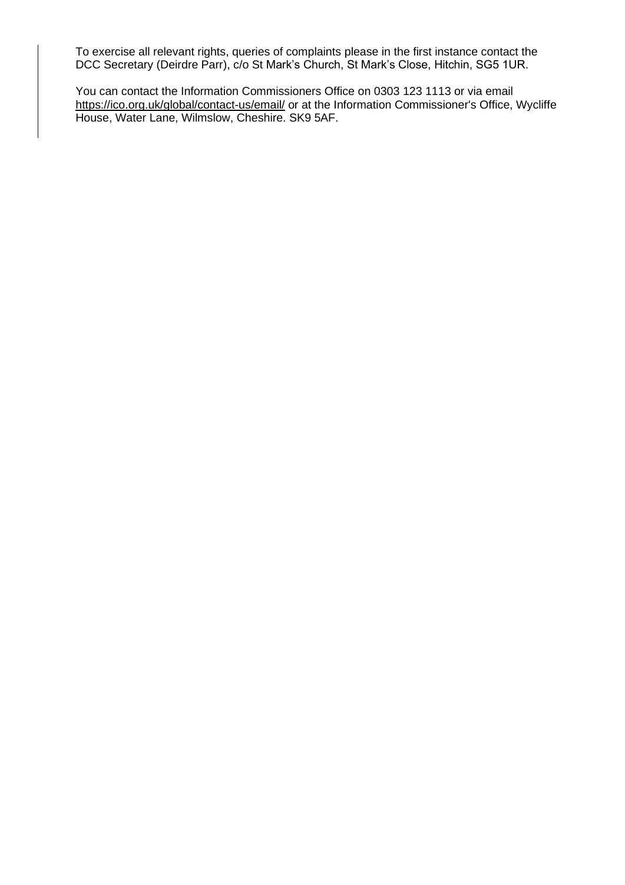To exercise all relevant rights, queries of complaints please in the first instance contact the DCC Secretary (Deirdre Parr), c/o St Mark's Church, St Mark's Close, Hitchin, SG5 1UR.

You can contact the Information Commissioners Office on 0303 123 1113 or via email https://ico.org.uk/global/contact-us/email/ or at the Information Commissioner's Office, Wycliffe House, Water Lane, Wilmslow, Cheshire. SK9 5AF.